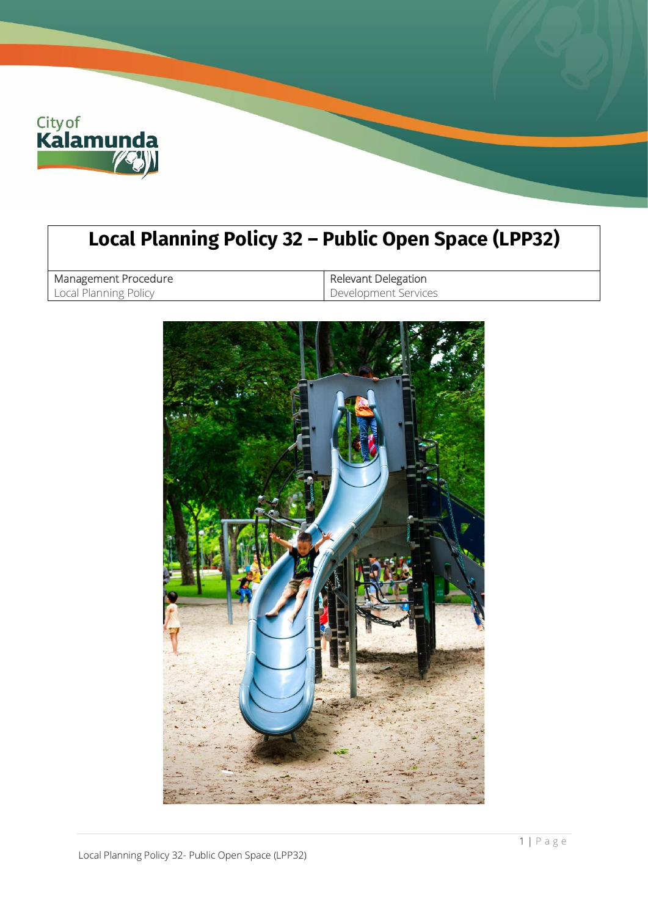# Local Planning Policy 32 – Public Open Space (LPP32)

| Management Procedure | Relevant Delegation |
|---|---|
| Local Planning Policy | Development Services |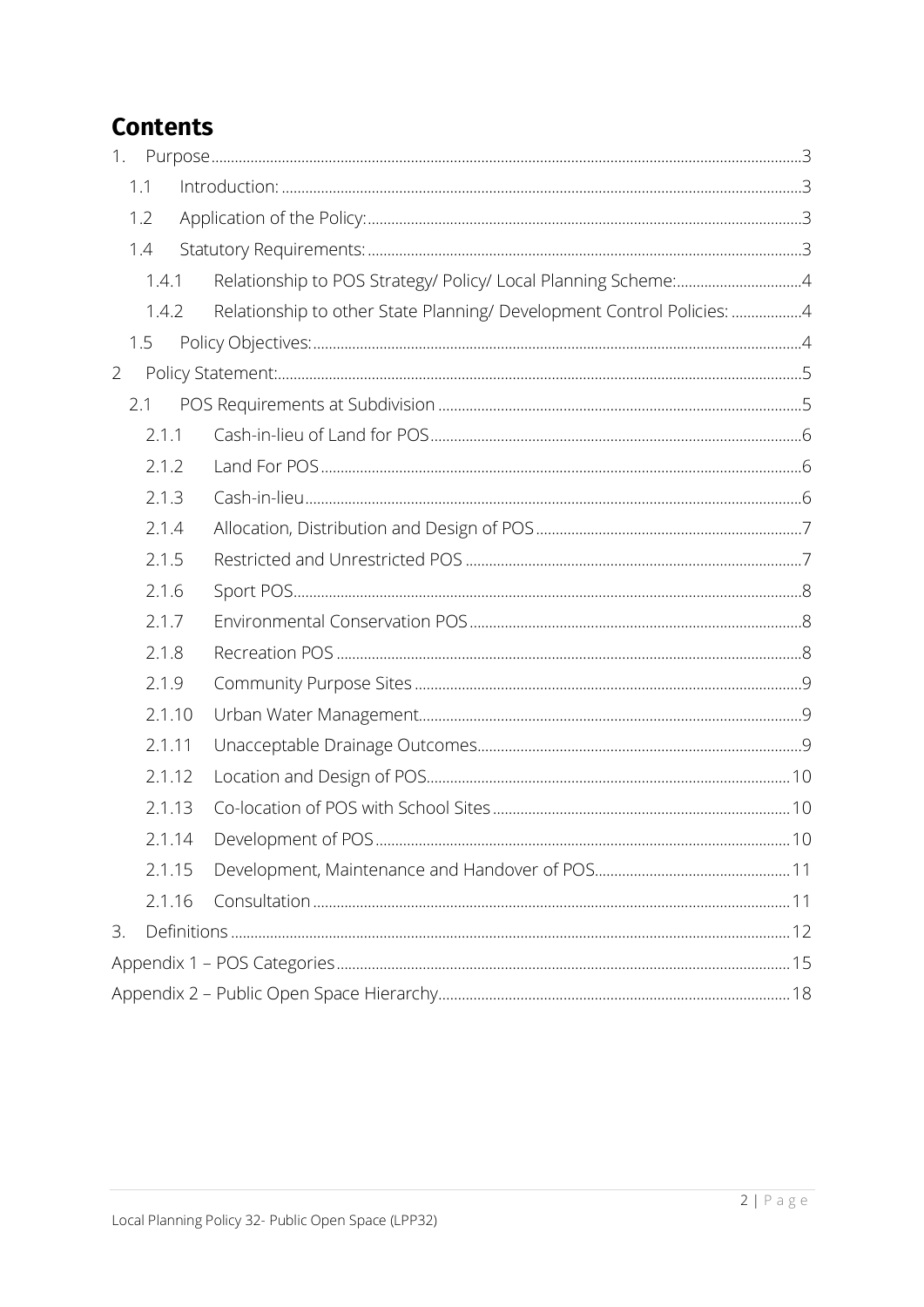# Contents

1. Purpose ..... 3
   - 1.1 Introduction: ..... 3
   - 1.2 Application of the Policy: ..... 3
   - 1.4 Statutory Requirements: ..... 3
     - 1.4.1 Relationship to POS Strategy/ Policy/ Local Planning Scheme: ..... 4
     - 1.4.2 Relationship to other State Planning/ Development Control Policies: ..... 4
   - 1.5 Policy Objectives: ..... 4
2. Policy Statement: ..... 5
   - 2.1 POS Requirements at Subdivision ..... 5
     - 2.1.1 Cash-in-lieu of Land for POS ..... 6
     - 2.1.2 Land For POS ..... 6
     - 2.1.3 Cash-in-lieu ..... 6
     - 2.1.4 Allocation, Distribution and Design of POS ..... 7
     - 2.1.5 Restricted and Unrestricted POS ..... 7
     - 2.1.6 Sport POS ..... 8
     - 2.1.7 Environmental Conservation POS ..... 8
     - 2.1.8 Recreation POS ..... 8
     - 2.1.9 Community Purpose Sites ..... 9
     - 2.1.10 Urban Water Management ..... 9
     - 2.1.11 Unacceptable Drainage Outcomes ..... 9
     - 2.1.12 Location and Design of POS ..... 10
     - 2.1.13 Co-location of POS with School Sites ..... 10
     - 2.1.14 Development of POS ..... 10
     - 2.1.15 Development, Maintenance and Handover of POS ..... 11
     - 2.1.16 Consultation ..... 11
3. Definitions ..... 12

Appendix 1 – POS Categories ..... 15

Appendix 2 – Public Open Space Hierarchy ..... 18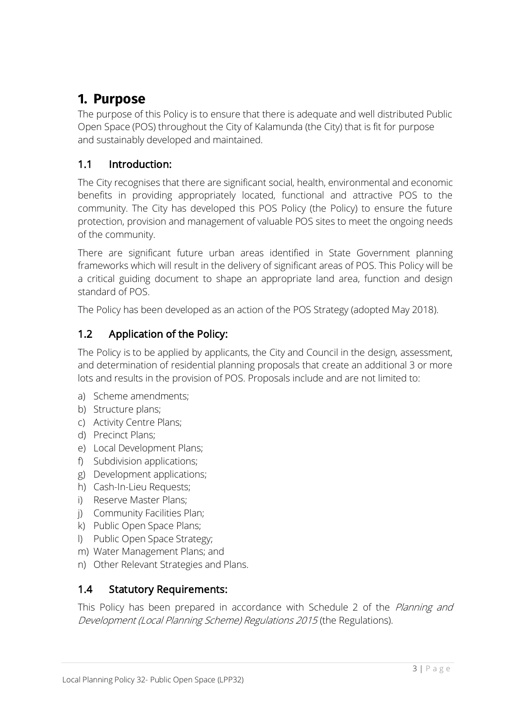# 1. Purpose

The purpose of this Policy is to ensure that there is adequate and well distributed Public Open Space (POS) throughout the City of Kalamunda (the City) that is fit for purpose and sustainably developed and maintained.

## 1.1 Introduction:

The City recognises that there are significant social, health, environmental and economic benefits in providing appropriately located, functional and attractive POS to the community. The City has developed this POS Policy (the Policy) to ensure the future protection, provision and management of valuable POS sites to meet the ongoing needs of the community.

There are significant future urban areas identified in State Government planning frameworks which will result in the delivery of significant areas of POS. This Policy will be a critical guiding document to shape an appropriate land area, function and design standard of POS.

The Policy has been developed as an action of the POS Strategy (adopted May 2018).

## 1.2 Application of the Policy:

The Policy is to be applied by applicants, the City and Council in the design, assessment, and determination of residential planning proposals that create an additional 3 or more lots and results in the provision of POS. Proposals include and are not limited to:

a) Scheme amendments;
b) Structure plans;
c) Activity Centre Plans;
d) Precinct Plans;
e) Local Development Plans;
f) Subdivision applications;
g) Development applications;
h) Cash-In-Lieu Requests;
i) Reserve Master Plans;
j) Community Facilities Plan;
k) Public Open Space Plans;
l) Public Open Space Strategy;
m) Water Management Plans; and
n) Other Relevant Strategies and Plans.

## 1.4 Statutory Requirements:

This Policy has been prepared in accordance with Schedule 2 of the *Planning and Development (Local Planning Scheme) Regulations 2015* (the Regulations).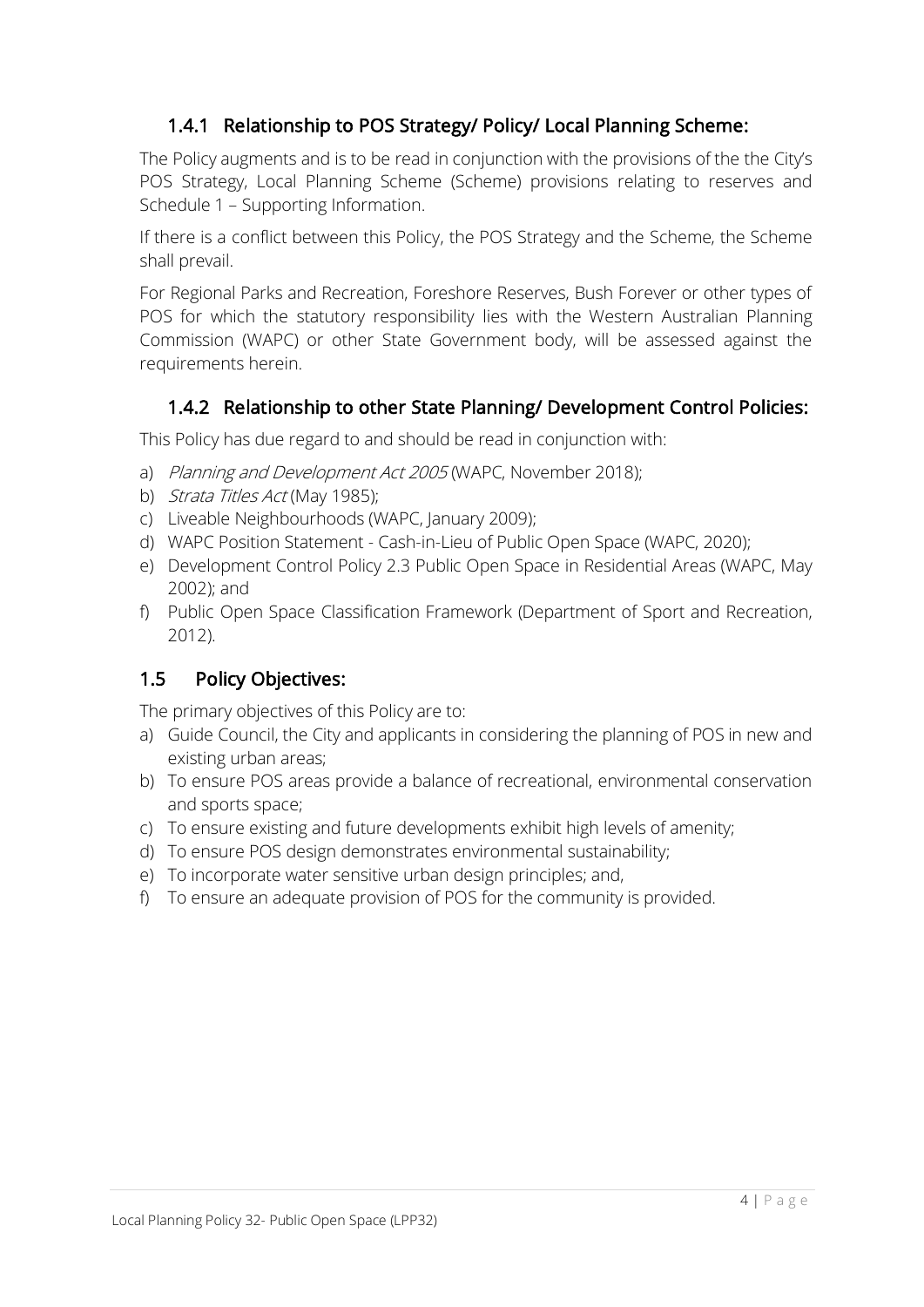### 1.4.1 Relationship to POS Strategy/ Policy/ Local Planning Scheme:

The Policy augments and is to be read in conjunction with the provisions of the the City's POS Strategy, Local Planning Scheme (Scheme) provisions relating to reserves and Schedule 1 – Supporting Information.

If there is a conflict between this Policy, the POS Strategy and the Scheme, the Scheme shall prevail.

For Regional Parks and Recreation, Foreshore Reserves, Bush Forever or other types of POS for which the statutory responsibility lies with the Western Australian Planning Commission (WAPC) or other State Government body, will be assessed against the requirements herein.

### 1.4.2 Relationship to other State Planning/ Development Control Policies:

This Policy has due regard to and should be read in conjunction with:

a) *Planning and Development Act 2005* (WAPC, November 2018);
b) *Strata Titles Act* (May 1985);
c) Liveable Neighbourhoods (WAPC, January 2009);
d) WAPC Position Statement - Cash-in-Lieu of Public Open Space (WAPC, 2020);
e) Development Control Policy 2.3 Public Open Space in Residential Areas (WAPC, May 2002); and
f) Public Open Space Classification Framework (Department of Sport and Recreation, 2012).

## 1.5 Policy Objectives:

The primary objectives of this Policy are to:

a) Guide Council, the City and applicants in considering the planning of POS in new and existing urban areas;
b) To ensure POS areas provide a balance of recreational, environmental conservation and sports space;
c) To ensure existing and future developments exhibit high levels of amenity;
d) To ensure POS design demonstrates environmental sustainability;
e) To incorporate water sensitive urban design principles; and,
f) To ensure an adequate provision of POS for the community is provided.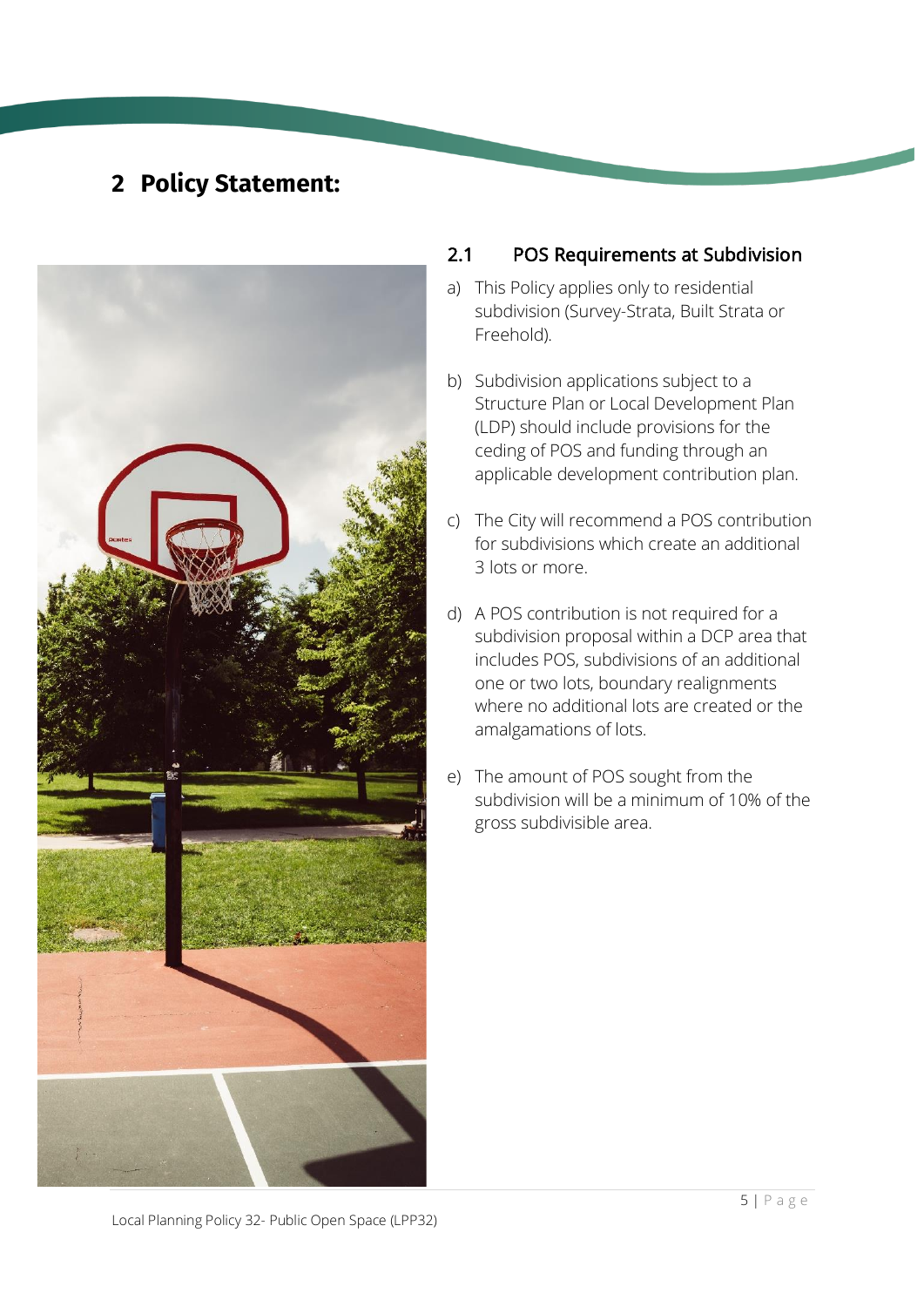## 2 Policy Statement:

### 2.1 POS Requirements at Subdivision

a) This Policy applies only to residential subdivision (Survey-Strata, Built Strata or Freehold).

b) Subdivision applications subject to a Structure Plan or Local Development Plan (LDP) should include provisions for the ceding of POS and funding through an applicable development contribution plan.

c) The City will recommend a POS contribution for subdivisions which create an additional 3 lots or more.

d) A POS contribution is not required for a subdivision proposal within a DCP area that includes POS, subdivisions of an additional one or two lots, boundary realignments where no additional lots are created or the amalgamations of lots.

e) The amount of POS sought from the subdivision will be a minimum of 10% of the gross subdivisible area.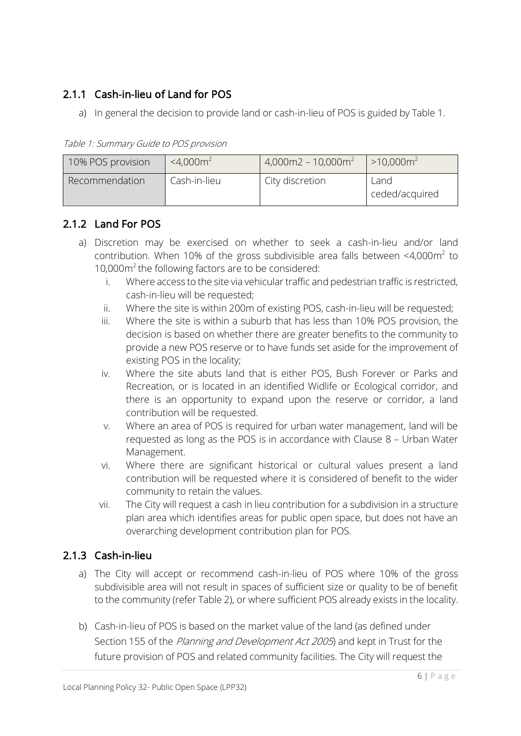### 2.1.1 Cash-in-lieu of Land for POS

a) In general the decision to provide land or cash-in-lieu of POS is guided by Table 1.

*Table 1: Summary Guide to POS provision*

| 10% POS provision | <4,000m$^2$ | 4,000m2 – 10,000m$^2$ | >10,000m$^2$ |
|---|---|---|---|
| Recommendation | Cash-in-lieu | City discretion | Land ceded/acquired |

### 2.1.2 Land For POS

a) Discretion may be exercised on whether to seek a cash-in-lieu and/or land contribution. When 10% of the gross subdivisible area falls between <4,000m$^2$ to 10,000m$^2$ the following factors are to be considered:

   i. Where access to the site via vehicular traffic and pedestrian traffic is restricted, cash-in-lieu will be requested;

   ii. Where the site is within 200m of existing POS, cash-in-lieu will be requested;

   iii. Where the site is within a suburb that has less than 10% POS provision, the decision is based on whether there are greater benefits to the community to provide a new POS reserve or to have funds set aside for the improvement of existing POS in the locality;

   iv. Where the site abuts land that is either POS, Bush Forever or Parks and Recreation, or is located in an identified Widlife or Ecological corridor, and there is an opportunity to expand upon the reserve or corridor, a land contribution will be requested.

   v. Where an area of POS is required for urban water management, land will be requested as long as the POS is in accordance with Clause 8 – Urban Water Management.

   vi. Where there are significant historical or cultural values present a land contribution will be requested where it is considered of benefit to the wider community to retain the values.

   vii. The City will request a cash in lieu contribution for a subdivision in a structure plan area which identifies areas for public open space, but does not have an overarching development contribution plan for POS.

### 2.1.3 Cash-in-lieu

a) The City will accept or recommend cash-in-lieu of POS where 10% of the gross subdivisible area will not result in spaces of sufficient size or quality to be of benefit to the community (refer Table 2), or where sufficient POS already exists in the locality.

b) Cash-in-lieu of POS is based on the market value of the land (as defined under Section 155 of the *Planning and Development Act 2005*) and kept in Trust for the future provision of POS and related community facilities. The City will request the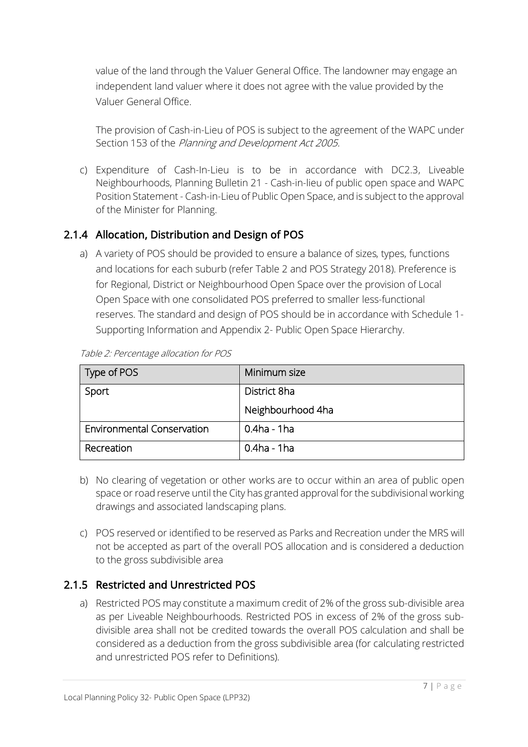value of the land through the Valuer General Office. The landowner may engage an independent land valuer where it does not agree with the value provided by the Valuer General Office.

The provision of Cash-in-Lieu of POS is subject to the agreement of the WAPC under Section 153 of the *Planning and Development Act 2005.*

c) Expenditure of Cash-In-Lieu is to be in accordance with DC2.3, Liveable Neighbourhoods, Planning Bulletin 21 - Cash-in-lieu of public open space and WAPC Position Statement - Cash-in-Lieu of Public Open Space, and is subject to the approval of the Minister for Planning.

### 2.1.4 Allocation, Distribution and Design of POS

a) A variety of POS should be provided to ensure a balance of sizes, types, functions and locations for each suburb (refer Table 2 and POS Strategy 2018). Preference is for Regional, District or Neighbourhood Open Space over the provision of Local Open Space with one consolidated POS preferred to smaller less-functional reserves. The standard and design of POS should be in accordance with Schedule 1- Supporting Information and Appendix 2- Public Open Space Hierarchy.

*Table 2: Percentage allocation for POS*

| Type of POS | Minimum size |
|---|---|
| Sport | District 8ha |
| | Neighbourhood 4ha |
| Environmental Conservation | 0.4ha - 1ha |
| Recreation | 0.4ha - 1ha |

b) No clearing of vegetation or other works are to occur within an area of public open space or road reserve until the City has granted approval for the subdivisional working drawings and associated landscaping plans.

c) POS reserved or identified to be reserved as Parks and Recreation under the MRS will not be accepted as part of the overall POS allocation and is considered a deduction to the gross subdivisible area

### 2.1.5 Restricted and Unrestricted POS

a) Restricted POS may constitute a maximum credit of 2% of the gross sub-divisible area as per Liveable Neighbourhoods. Restricted POS in excess of 2% of the gross sub-divisible area shall not be credited towards the overall POS calculation and shall be considered as a deduction from the gross subdivisible area (for calculating restricted and unrestricted POS refer to Definitions).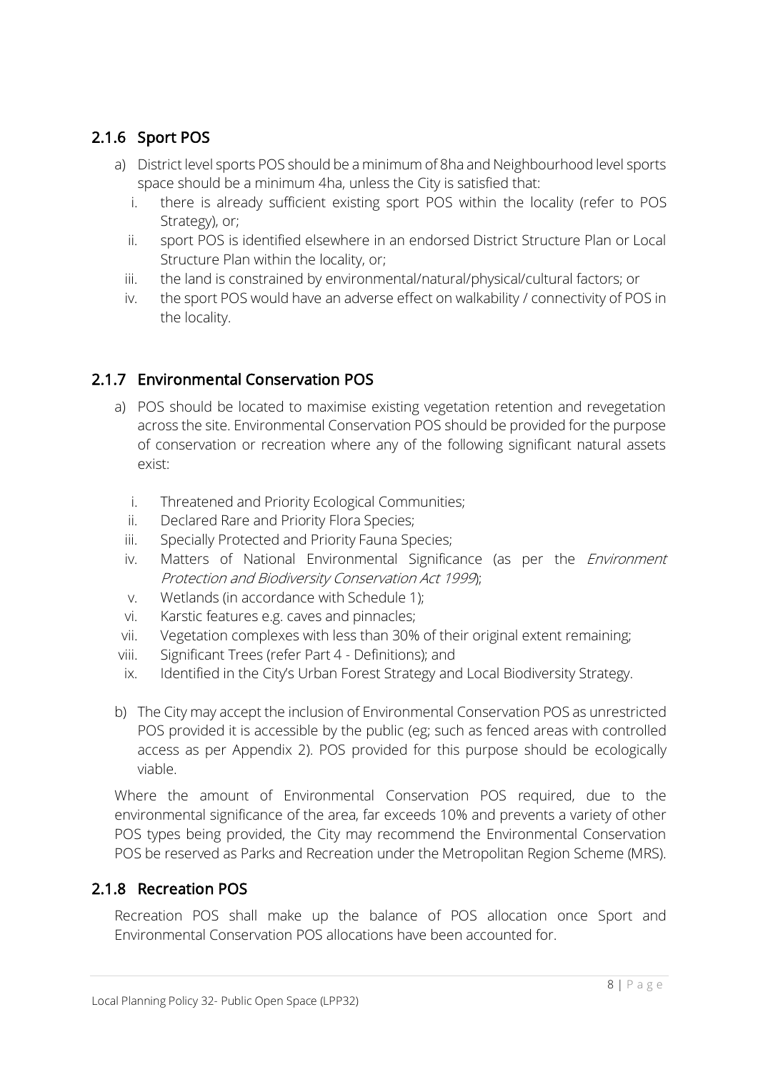### 2.1.6 Sport POS

a) District level sports POS should be a minimum of 8ha and Neighbourhood level sports space should be a minimum 4ha, unless the City is satisfied that:
   i. there is already sufficient existing sport POS within the locality (refer to POS Strategy), or;
   ii. sport POS is identified elsewhere in an endorsed District Structure Plan or Local Structure Plan within the locality, or;
   iii. the land is constrained by environmental/natural/physical/cultural factors; or
   iv. the sport POS would have an adverse effect on walkability / connectivity of POS in the locality.

### 2.1.7 Environmental Conservation POS

a) POS should be located to maximise existing vegetation retention and revegetation across the site. Environmental Conservation POS should be provided for the purpose of conservation or recreation where any of the following significant natural assets exist:

   i. Threatened and Priority Ecological Communities;
   ii. Declared Rare and Priority Flora Species;
   iii. Specially Protected and Priority Fauna Species;
   iv. Matters of National Environmental Significance (as per the *Environment Protection and Biodiversity Conservation Act 1999*);
   v. Wetlands (in accordance with Schedule 1);
   vi. Karstic features e.g. caves and pinnacles;
   vii. Vegetation complexes with less than 30% of their original extent remaining;
   viii. Significant Trees (refer Part 4 - Definitions); and
   ix. Identified in the City's Urban Forest Strategy and Local Biodiversity Strategy.

b) The City may accept the inclusion of Environmental Conservation POS as unrestricted POS provided it is accessible by the public (eg; such as fenced areas with controlled access as per Appendix 2). POS provided for this purpose should be ecologically viable.

Where the amount of Environmental Conservation POS required, due to the environmental significance of the area, far exceeds 10% and prevents a variety of other POS types being provided, the City may recommend the Environmental Conservation POS be reserved as Parks and Recreation under the Metropolitan Region Scheme (MRS).

### 2.1.8 Recreation POS

Recreation POS shall make up the balance of POS allocation once Sport and Environmental Conservation POS allocations have been accounted for.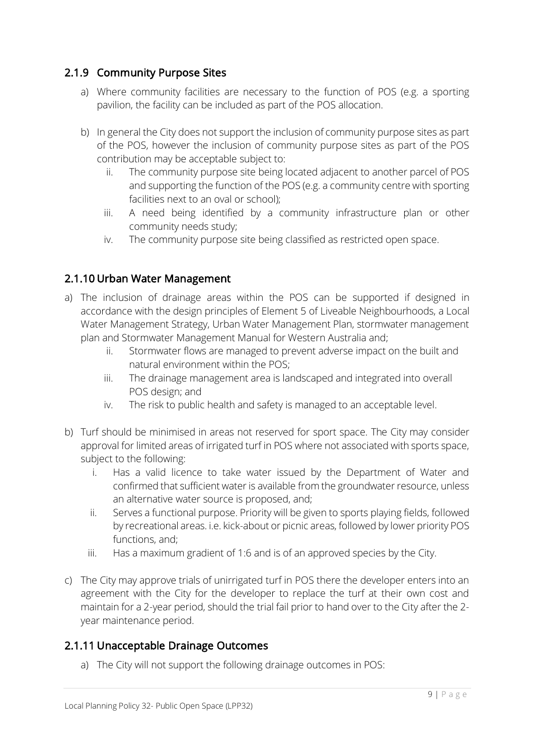### 2.1.9 Community Purpose Sites

a) Where community facilities are necessary to the function of POS (e.g. a sporting pavilion, the facility can be included as part of the POS allocation.

b) In general the City does not support the inclusion of community purpose sites as part of the POS, however the inclusion of community purpose sites as part of the POS contribution may be acceptable subject to:

   ii. The community purpose site being located adjacent to another parcel of POS and supporting the function of the POS (e.g. a community centre with sporting facilities next to an oval or school);

   iii. A need being identified by a community infrastructure plan or other community needs study;

   iv. The community purpose site being classified as restricted open space.

### 2.1.10 Urban Water Management

a) The inclusion of drainage areas within the POS can be supported if designed in accordance with the design principles of Element 5 of Liveable Neighbourhoods, a Local Water Management Strategy, Urban Water Management Plan, stormwater management plan and Stormwater Management Manual for Western Australia and;

   ii. Stormwater flows are managed to prevent adverse impact on the built and natural environment within the POS;

   iii. The drainage management area is landscaped and integrated into overall POS design; and

   iv. The risk to public health and safety is managed to an acceptable level.

b) Turf should be minimised in areas not reserved for sport space. The City may consider approval for limited areas of irrigated turf in POS where not associated with sports space, subject to the following:

   i. Has a valid licence to take water issued by the Department of Water and confirmed that sufficient water is available from the groundwater resource, unless an alternative water source is proposed, and;

   ii. Serves a functional purpose. Priority will be given to sports playing fields, followed by recreational areas. i.e. kick-about or picnic areas, followed by lower priority POS functions, and;

   iii. Has a maximum gradient of 1:6 and is of an approved species by the City.

c) The City may approve trials of unirrigated turf in POS there the developer enters into an agreement with the City for the developer to replace the turf at their own cost and maintain for a 2-year period, should the trial fail prior to hand over to the City after the 2-year maintenance period.

### 2.1.11 Unacceptable Drainage Outcomes

a) The City will not support the following drainage outcomes in POS: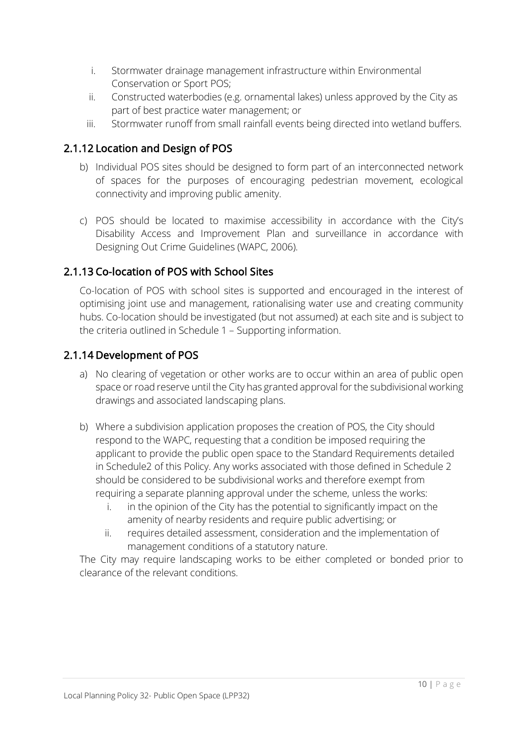i. Stormwater drainage management infrastructure within Environmental Conservation or Sport POS;
ii. Constructed waterbodies (e.g. ornamental lakes) unless approved by the City as part of best practice water management; or
iii. Stormwater runoff from small rainfall events being directed into wetland buffers.

### 2.1.12 Location and Design of POS

b) Individual POS sites should be designed to form part of an interconnected network of spaces for the purposes of encouraging pedestrian movement, ecological connectivity and improving public amenity.

c) POS should be located to maximise accessibility in accordance with the City's Disability Access and Improvement Plan and surveillance in accordance with Designing Out Crime Guidelines (WAPC, 2006).

### 2.1.13 Co-location of POS with School Sites

Co-location of POS with school sites is supported and encouraged in the interest of optimising joint use and management, rationalising water use and creating community hubs. Co-location should be investigated (but not assumed) at each site and is subject to the criteria outlined in Schedule 1 – Supporting information.

### 2.1.14 Development of POS

a) No clearing of vegetation or other works are to occur within an area of public open space or road reserve until the City has granted approval for the subdivisional working drawings and associated landscaping plans.

b) Where a subdivision application proposes the creation of POS, the City should respond to the WAPC, requesting that a condition be imposed requiring the applicant to provide the public open space to the Standard Requirements detailed in Schedule2 of this Policy. Any works associated with those defined in Schedule 2 should be considered to be subdivisional works and therefore exempt from requiring a separate planning approval under the scheme, unless the works:
   i. in the opinion of the City has the potential to significantly impact on the amenity of nearby residents and require public advertising; or
   ii. requires detailed assessment, consideration and the implementation of management conditions of a statutory nature.

The City may require landscaping works to be either completed or bonded prior to clearance of the relevant conditions.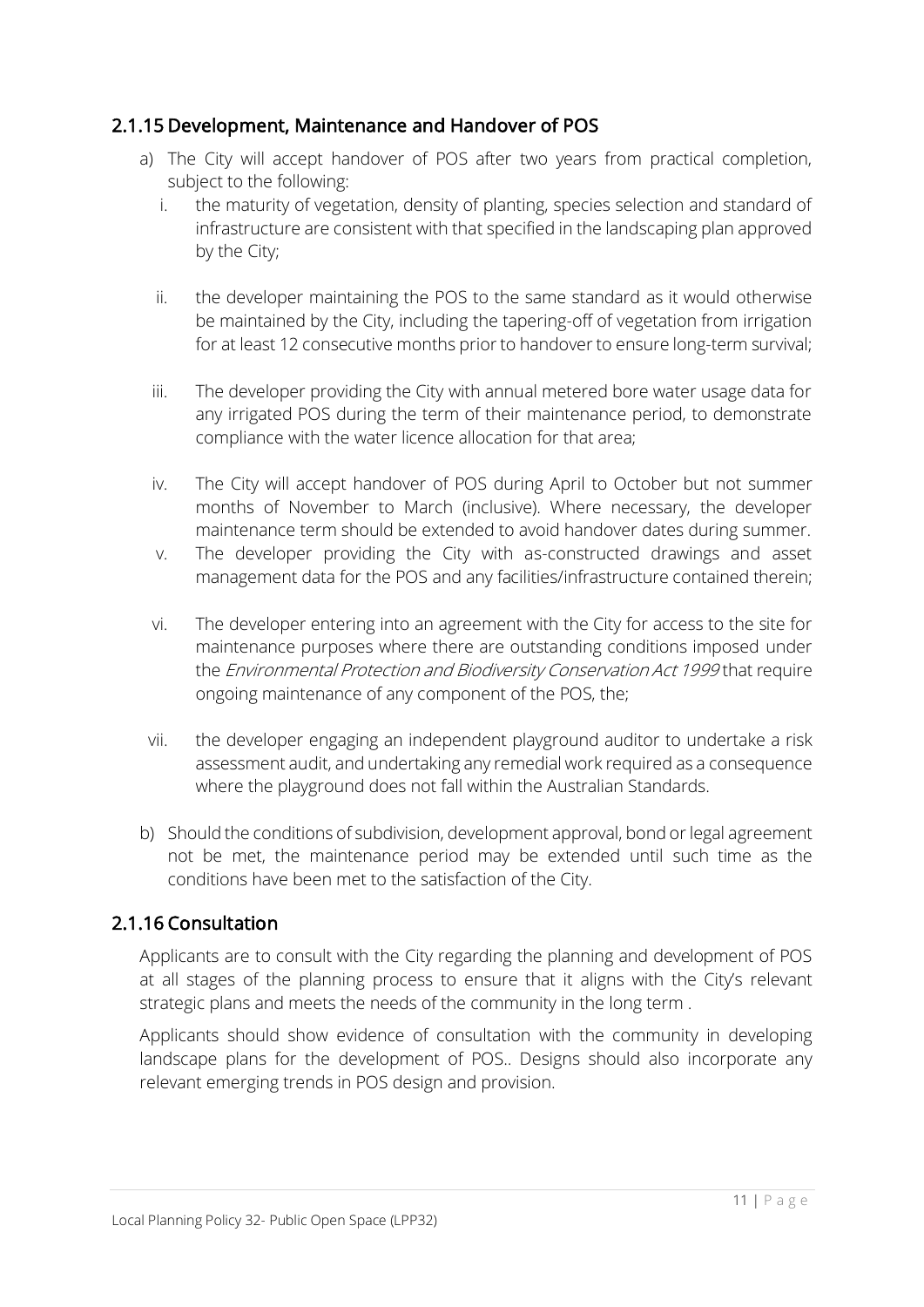### 2.1.15 Development, Maintenance and Handover of POS

a) The City will accept handover of POS after two years from practical completion, subject to the following:

   i. the maturity of vegetation, density of planting, species selection and standard of infrastructure are consistent with that specified in the landscaping plan approved by the City;

   ii. the developer maintaining the POS to the same standard as it would otherwise be maintained by the City, including the tapering-off of vegetation from irrigation for at least 12 consecutive months prior to handover to ensure long-term survival;

   iii. The developer providing the City with annual metered bore water usage data for any irrigated POS during the term of their maintenance period, to demonstrate compliance with the water licence allocation for that area;

   iv. The City will accept handover of POS during April to October but not summer months of November to March (inclusive). Where necessary, the developer maintenance term should be extended to avoid handover dates during summer.

   v. The developer providing the City with as-constructed drawings and asset management data for the POS and any facilities/infrastructure contained therein;

   vi. The developer entering into an agreement with the City for access to the site for maintenance purposes where there are outstanding conditions imposed under the *Environmental Protection and Biodiversity Conservation Act 1999* that require ongoing maintenance of any component of the POS, the;

   vii. the developer engaging an independent playground auditor to undertake a risk assessment audit, and undertaking any remedial work required as a consequence where the playground does not fall within the Australian Standards.

b) Should the conditions of subdivision, development approval, bond or legal agreement not be met, the maintenance period may be extended until such time as the conditions have been met to the satisfaction of the City.

### 2.1.16 Consultation

Applicants are to consult with the City regarding the planning and development of POS at all stages of the planning process to ensure that it aligns with the City's relevant strategic plans and meets the needs of the community in the long term .

Applicants should show evidence of consultation with the community in developing landscape plans for the development of POS.. Designs should also incorporate any relevant emerging trends in POS design and provision.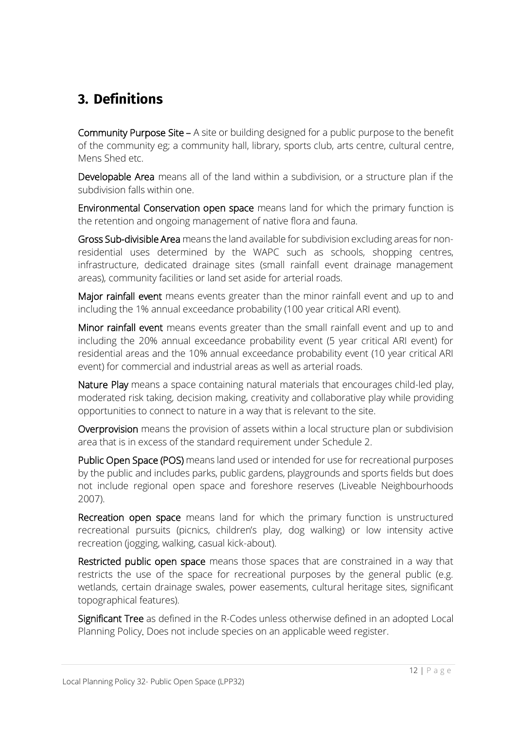## 3. Definitions

**Community Purpose Site** – A site or building designed for a public purpose to the benefit of the community eg; a community hall, library, sports club, arts centre, cultural centre, Mens Shed etc.

**Developable Area** means all of the land within a subdivision, or a structure plan if the subdivision falls within one.

**Environmental Conservation open space** means land for which the primary function is the retention and ongoing management of native flora and fauna.

**Gross Sub-divisible Area** means the land available for subdivision excluding areas for non-residential uses determined by the WAPC such as schools, shopping centres, infrastructure, dedicated drainage sites (small rainfall event drainage management areas), community facilities or land set aside for arterial roads.

**Major rainfall event** means events greater than the minor rainfall event and up to and including the 1% annual exceedance probability (100 year critical ARI event).

**Minor rainfall event** means events greater than the small rainfall event and up to and including the 20% annual exceedance probability event (5 year critical ARI event) for residential areas and the 10% annual exceedance probability event (10 year critical ARI event) for commercial and industrial areas as well as arterial roads.

**Nature Play** means a space containing natural materials that encourages child-led play, moderated risk taking, decision making, creativity and collaborative play while providing opportunities to connect to nature in a way that is relevant to the site.

**Overprovision** means the provision of assets within a local structure plan or subdivision area that is in excess of the standard requirement under Schedule 2.

**Public Open Space (POS)** means land used or intended for use for recreational purposes by the public and includes parks, public gardens, playgrounds and sports fields but does not include regional open space and foreshore reserves (Liveable Neighbourhoods 2007).

**Recreation open space** means land for which the primary function is unstructured recreational pursuits (picnics, children's play, dog walking) or low intensity active recreation (jogging, walking, casual kick-about).

**Restricted public open space** means those spaces that are constrained in a way that restricts the use of the space for recreational purposes by the general public (e.g. wetlands, certain drainage swales, power easements, cultural heritage sites, significant topographical features).

**Significant Tree** as defined in the R-Codes unless otherwise defined in an adopted Local Planning Policy. Does not include species on an applicable weed register.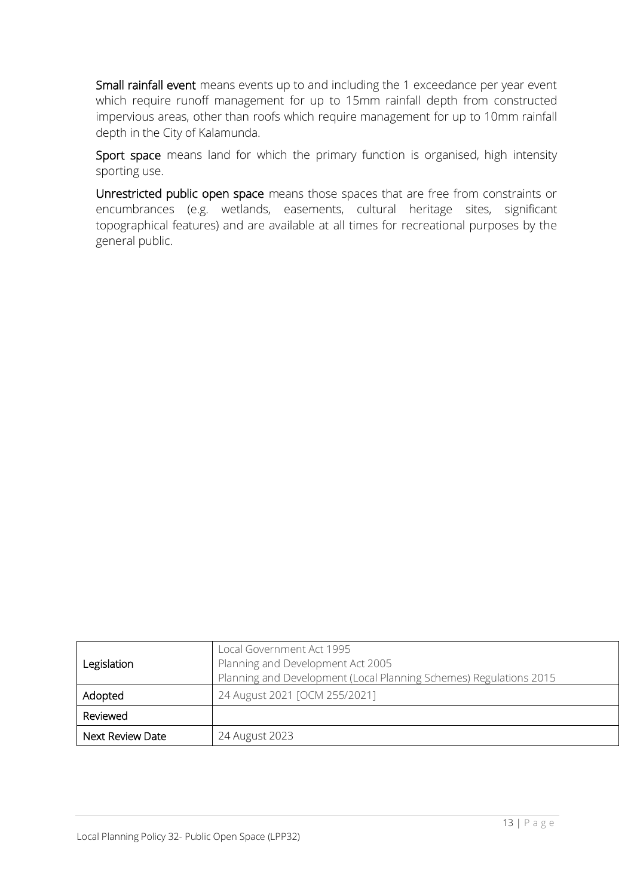**Small rainfall event** means events up to and including the 1 exceedance per year event which require runoff management for up to 15mm rainfall depth from constructed impervious areas, other than roofs which require management for up to 10mm rainfall depth in the City of Kalamunda.

**Sport space** means land for which the primary function is organised, high intensity sporting use.

**Unrestricted public open space** means those spaces that are free from constraints or encumbrances (e.g. wetlands, easements, cultural heritage sites, significant topographical features) and are available at all times for recreational purposes by the general public.

| | |
|---|---|
| Legislation | Local Government Act 1995<br>Planning and Development Act 2005<br>Planning and Development (Local Planning Schemes) Regulations 2015 |
| Adopted | 24 August 2021 [OCM 255/2021] |
| Reviewed | |
| Next Review Date | 24 August 2023 |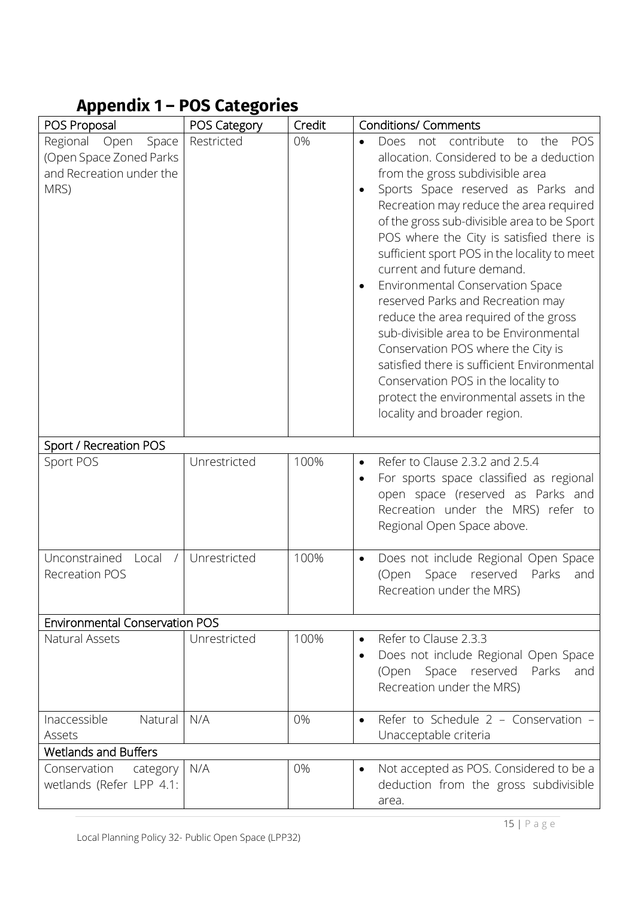# Appendix 1 – POS Categories

| POS Proposal | POS Category | Credit | Conditions/ Comments |
|---|---|---|---|
| Regional Open Space (Open Space Zoned Parks and Recreation under the MRS) | Restricted | 0% | • Does not contribute to the POS allocation. Considered to be a deduction from the gross subdivisible area<br>• Sports Space reserved as Parks and Recreation may reduce the area required of the gross sub-divisible area to be Sport POS where the City is satisfied there is sufficient sport POS in the locality to meet current and future demand.<br>• Environmental Conservation Space reserved Parks and Recreation may reduce the area required of the gross sub-divisible area to be Environmental Conservation POS where the City is satisfied there is sufficient Environmental Conservation POS in the locality to protect the environmental assets in the locality and broader region. |
| **Sport / Recreation POS** | | | |
| Sport POS | Unrestricted | 100% | • Refer to Clause 2.3.2 and 2.5.4<br>• For sports space classified as regional open space (reserved as Parks and Recreation under the MRS) refer to Regional Open Space above. |
| Unconstrained Local / Recreation POS | Unrestricted | 100% | • Does not include Regional Open Space (Open Space reserved Parks and Recreation under the MRS) |
| **Environmental Conservation POS** | | | |
| Natural Assets | Unrestricted | 100% | • Refer to Clause 2.3.3<br>• Does not include Regional Open Space (Open Space reserved Parks and Recreation under the MRS) |
| Inaccessible Natural Assets | N/A | 0% | • Refer to Schedule 2 – Conservation – Unacceptable criteria |
| **Wetlands and Buffers** | | | |
| Conservation category wetlands (Refer LPP 4.1: | N/A | 0% | • Not accepted as POS. Considered to be a deduction from the gross subdivisible area. |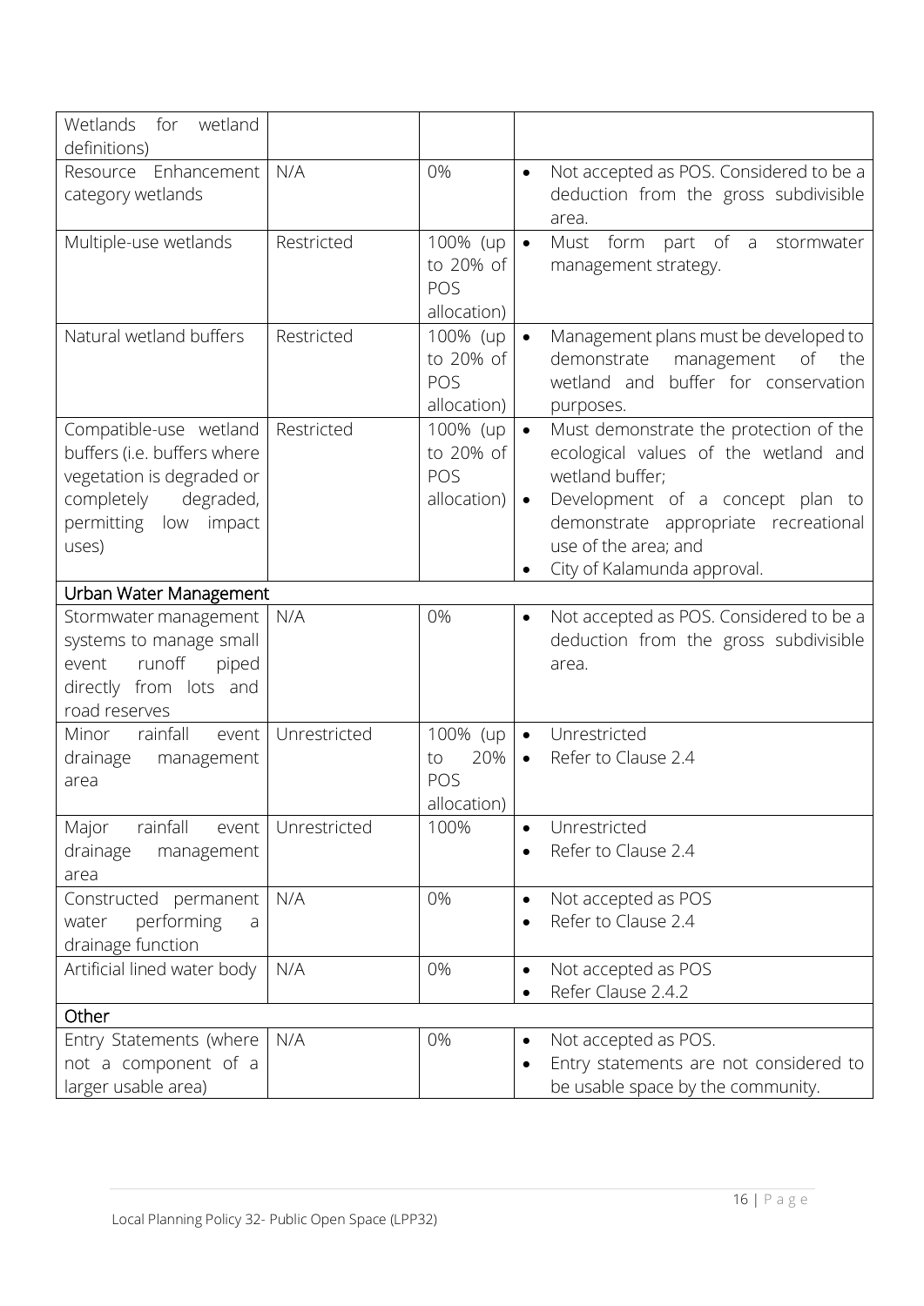| | | | |
|---|---|---|---|
| Wetlands for wetland definitions) | | | |
| Resource Enhancement category wetlands | N/A | 0% | • Not accepted as POS. Considered to be a deduction from the gross subdivisible area. |
| Multiple-use wetlands | Restricted | 100% (up to 20% of POS allocation) | • Must form part of a stormwater management strategy. |
| Natural wetland buffers | Restricted | 100% (up to 20% of POS allocation) | • Management plans must be developed to demonstrate management of the wetland and buffer for conservation purposes. |
| Compatible-use wetland buffers (i.e. buffers where vegetation is degraded or completely degraded, permitting low impact uses) | Restricted | 100% (up to 20% of POS allocation) | • Must demonstrate the protection of the ecological values of the wetland and wetland buffer; • Development of a concept plan to demonstrate appropriate recreational use of the area; and • City of Kalamunda approval. |
| **Urban Water Management** | | | |
| Stormwater management systems to manage small event runoff piped directly from lots and road reserves | N/A | 0% | • Not accepted as POS. Considered to be a deduction from the gross subdivisible area. |
| Minor rainfall event drainage management area | Unrestricted | 100% (up to 20% POS allocation) | • Unrestricted • Refer to Clause 2.4 |
| Major rainfall event drainage management area | Unrestricted | 100% | • Unrestricted • Refer to Clause 2.4 |
| Constructed permanent water performing a drainage function | N/A | 0% | • Not accepted as POS • Refer to Clause 2.4 |
| Artificial lined water body | N/A | 0% | • Not accepted as POS • Refer Clause 2.4.2 |
| **Other** | | | |
| Entry Statements (where not a component of a larger usable area) | N/A | 0% | • Not accepted as POS. • Entry statements are not considered to be usable space by the community. |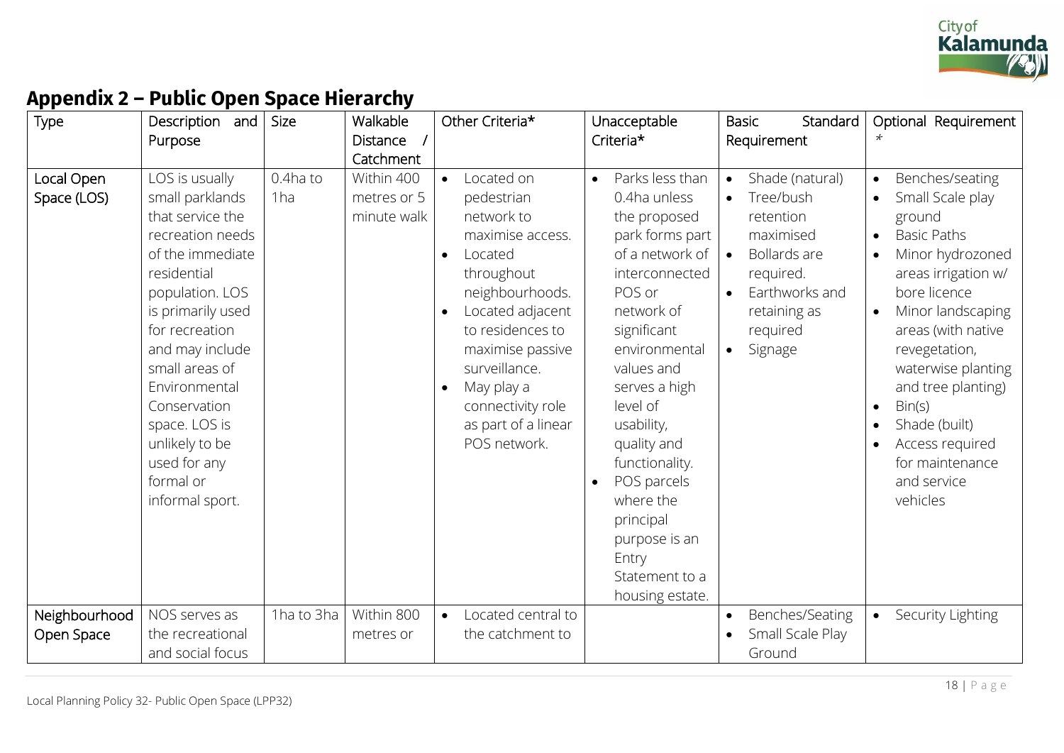## Appendix 2 – Public Open Space Hierarchy

| Type | Description and Purpose | Size | Walkable Distance / Catchment | Other Criteria* | Unacceptable Criteria* | Basic Standard Requirement | Optional Requirement * |
|---|---|---|---|---|---|---|---|
| Local Open Space (LOS) | LOS is usually small parklands that service the recreation needs of the immediate residential population. LOS is primarily used for recreation and may include small areas of Environmental Conservation space. LOS is unlikely to be used for any formal or informal sport. | 0.4ha to 1ha | Within 400 metres or 5 minute walk | • Located on pedestrian network to maximise access.<br>• Located throughout neighbourhoods.<br>• Located adjacent to residences to maximise passive surveillance.<br>• May play a connectivity role as part of a linear POS network. | • Parks less than 0.4ha unless the proposed park forms part of a network of interconnected POS or network of significant environmental values and serves a high level of usability, quality and functionality.<br>• POS parcels where the principal purpose is an Entry Statement to a housing estate. | • Shade (natural)<br>• Tree/bush retention maximised<br>• Bollards are required.<br>• Earthworks and retaining as required<br>• Signage | • Benches/seating<br>• Small Scale play ground<br>• Basic Paths<br>• Minor hydrozoned areas irrigation w/ bore licence<br>• Minor landscaping areas (with native revegetation, waterwise planting and tree planting)<br>• Bin(s)<br>• Shade (built)<br>• Access required for maintenance and service vehicles |
| Neighbourhood Open Space | NOS serves as the recreational and social focus | 1ha to 3ha | Within 800 metres or | • Located central to the catchment to | | • Benches/Seating<br>• Small Scale Play Ground | • Security Lighting |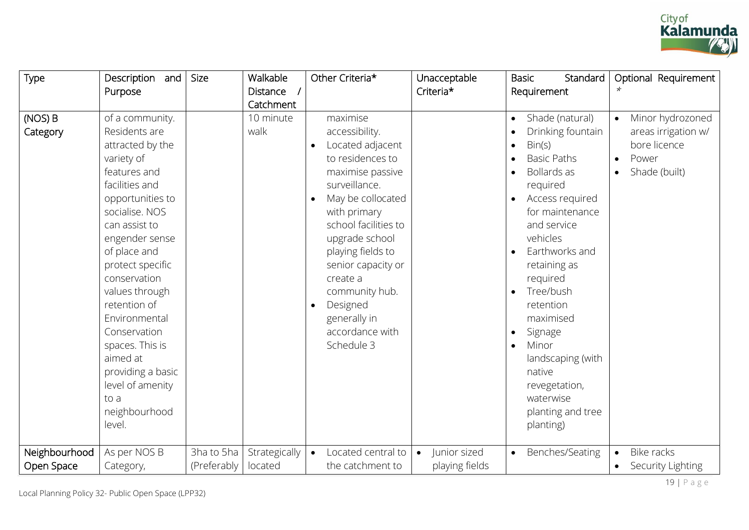| Type | Description and Purpose | Size | Walkable Distance / Catchment | Other Criteria* | Unacceptable Criteria* | Basic Standard Requirement | Optional Requirement * |
|---|---|---|---|---|---|---|---|
| (NOS) B Category | of a community. Residents are attracted by the variety of features and facilities and opportunities to socialise. NOS can assist to engender sense of place and protect specific conservation values through retention of Environmental Conservation spaces. This is aimed at providing a basic level of amenity to a neighbourhood level. | | 10 minute walk | maximise accessibility.<br>• Located adjacent to residences to maximise passive surveillance.<br>• May be collocated with primary school facilities to upgrade school playing fields to senior capacity or create a community hub.<br>• Designed generally in accordance with Schedule 3 | | • Shade (natural)<br>• Drinking fountain<br>• Bin(s)<br>• Basic Paths<br>• Bollards as required<br>• Access required for maintenance and service vehicles<br>• Earthworks and retaining as required<br>• Tree/bush retention maximised<br>• Signage<br>• Minor landscaping (with native revegetation, waterwise planting and tree planting) | • Minor hydrozoned areas irrigation w/ bore licence<br>• Power<br>• Shade (built) |
| Neighbourhood Open Space | As per NOS B Category, | 3ha to 5ha (Preferably | Strategically located | • Located central to the catchment to | • Junior sized playing fields | • Benches/Seating | • Bike racks<br>• Security Lighting |

Local Planning Policy 32- Public Open Space (LPP32)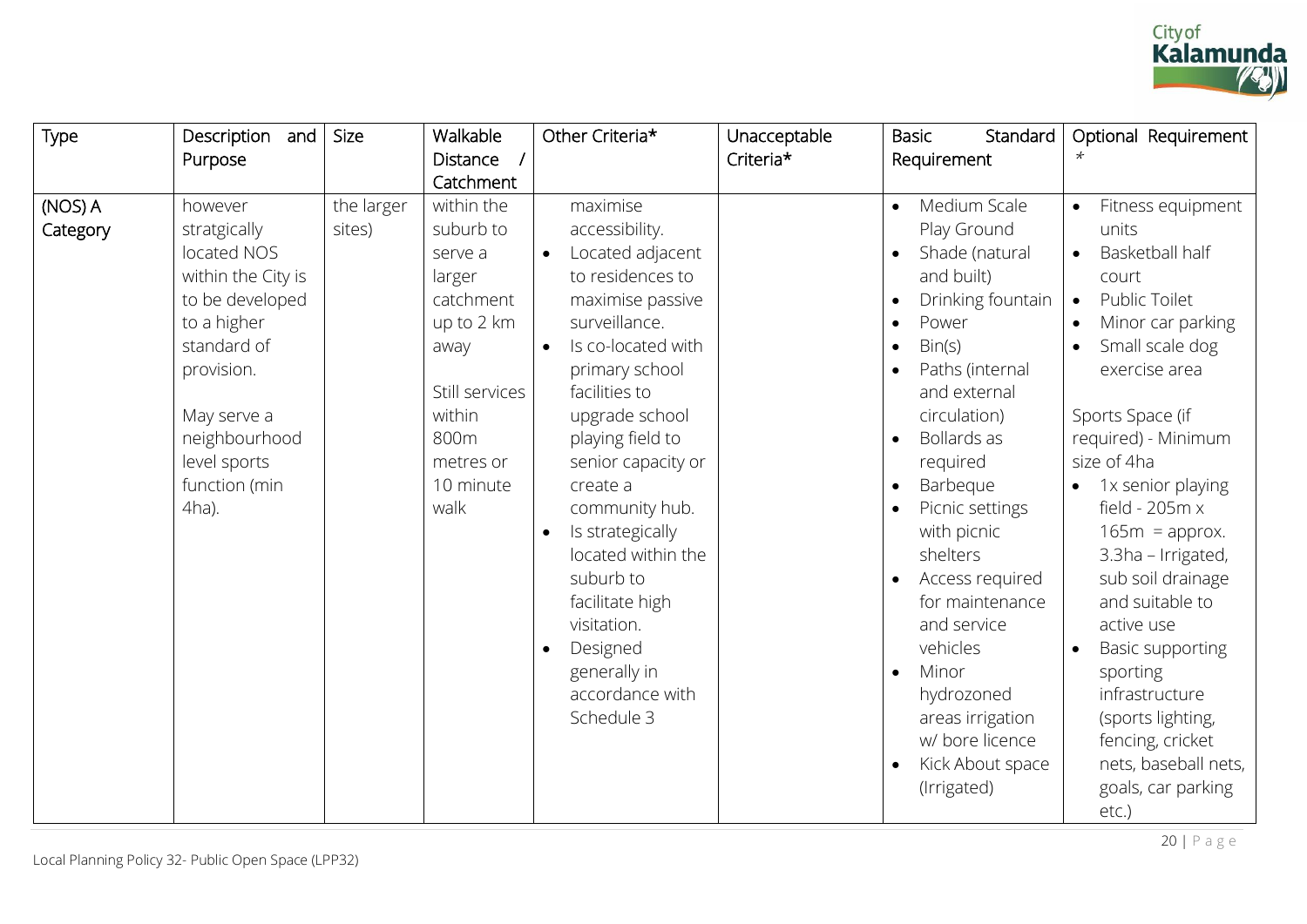| Type | Description and Purpose | Size | Walkable Distance / Catchment | Other Criteria* | Unacceptable Criteria* | Basic Standard Requirement | Optional Requirement * |
|---|---|---|---|---|---|---|---|
| (NOS) A Category | however stratgically located NOS within the City is to be developed to a higher standard of provision.<br><br>May serve a neighbourhood level sports function (min 4ha). | the larger sites) | within the suburb to serve a larger catchment up to 2 km away<br><br>Still services within 800m metres or 10 minute walk | maximise accessibility.<br>• Located adjacent to residences to maximise passive surveillance.<br>• Is co-located with primary school facilities to upgrade school playing field to senior capacity or create a community hub.<br>• Is strategically located within the suburb to facilitate high visitation.<br>• Designed generally in accordance with Schedule 3 | | • Medium Scale Play Ground<br>• Shade (natural and built)<br>• Drinking fountain<br>• Power<br>• Bin(s)<br>• Paths (internal and external circulation)<br>• Bollards as required<br>• Barbeque<br>• Picnic settings with picnic shelters<br>• Access required for maintenance and service vehicles<br>• Minor hydrozoned areas irrigation w/ bore licence<br>• Kick About space (Irrigated) | • Fitness equipment units<br>• Basketball half court<br>• Public Toilet<br>• Minor car parking<br>• Small scale dog exercise area<br><br>Sports Space (if required) - Minimum size of 4ha<br>• 1x senior playing field - 205m x 165m = approx. 3.3ha – Irrigated, sub soil drainage and suitable to active use<br>• Basic supporting sporting infrastructure (sports lighting, fencing, cricket nets, baseball nets, goals, car parking etc.) |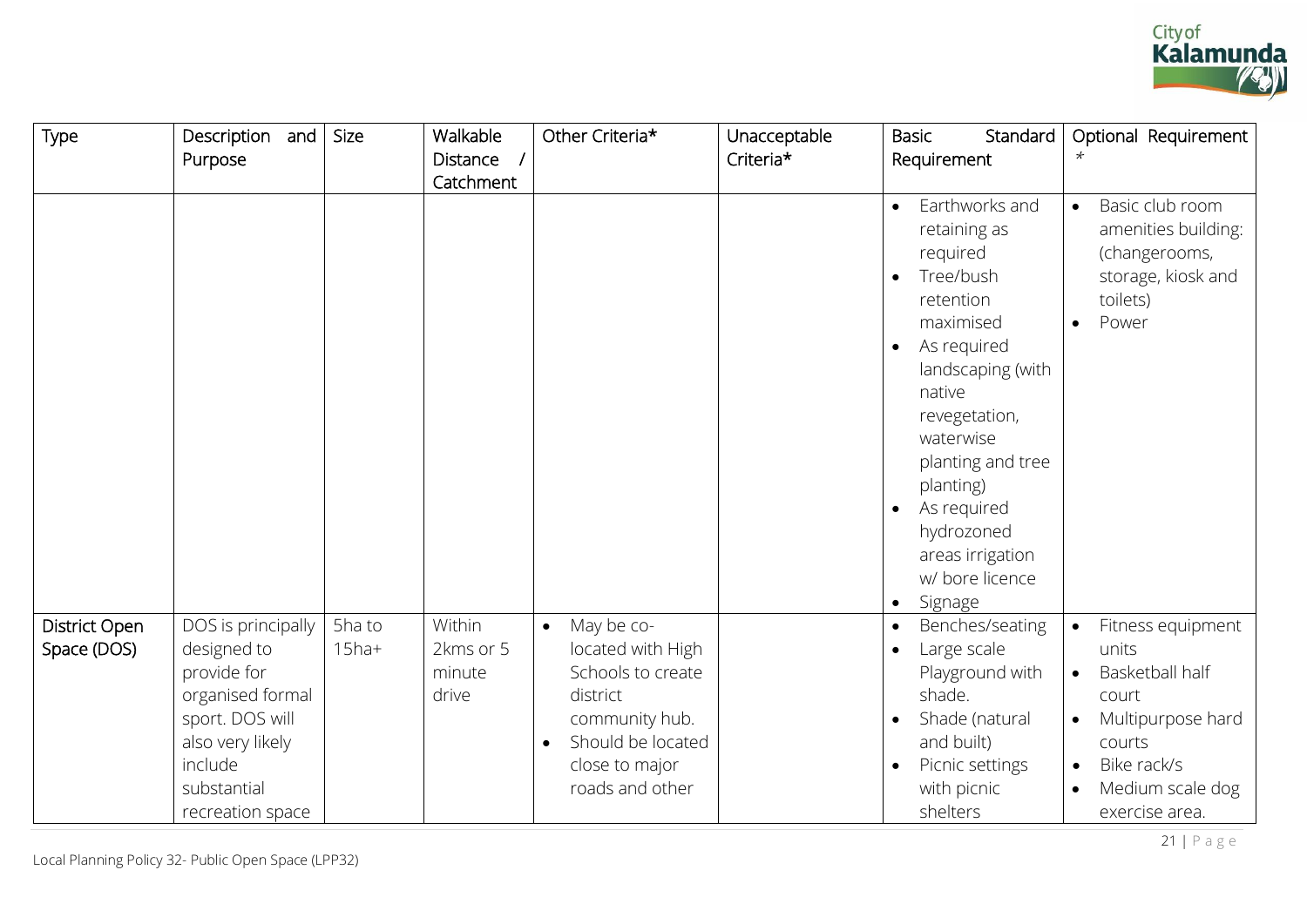| Type | Description and Purpose | Size | Walkable Distance / Catchment | Other Criteria* | Unacceptable Criteria* | Basic Standard Requirement | Optional Requirement * |
|---|---|---|---|---|---|---|---|
| | | | | | | • Earthworks and retaining as required<br>• Tree/bush retention maximised<br>• As required landscaping (with native revegetation, waterwise planting and tree planting)<br>• As required hydrozoned areas irrigation w/ bore licence<br>• Signage | • Basic club room amenities building: (changerooms, storage, kiosk and toilets)<br>• Power |
| District Open Space (DOS) | DOS is principally designed to provide for organised formal sport. DOS will also very likely include substantial recreation space | 5ha to 15ha+ | Within 2kms or 5 minute drive | • May be co-located with High Schools to create district community hub.<br>• Should be located close to major roads and other | | • Benches/seating<br>• Large scale Playground with shade.<br>• Shade (natural and built)<br>• Picnic settings with picnic shelters | • Fitness equipment units<br>• Basketball half court<br>• Multipurpose hard courts<br>• Bike rack/s<br>• Medium scale dog exercise area. |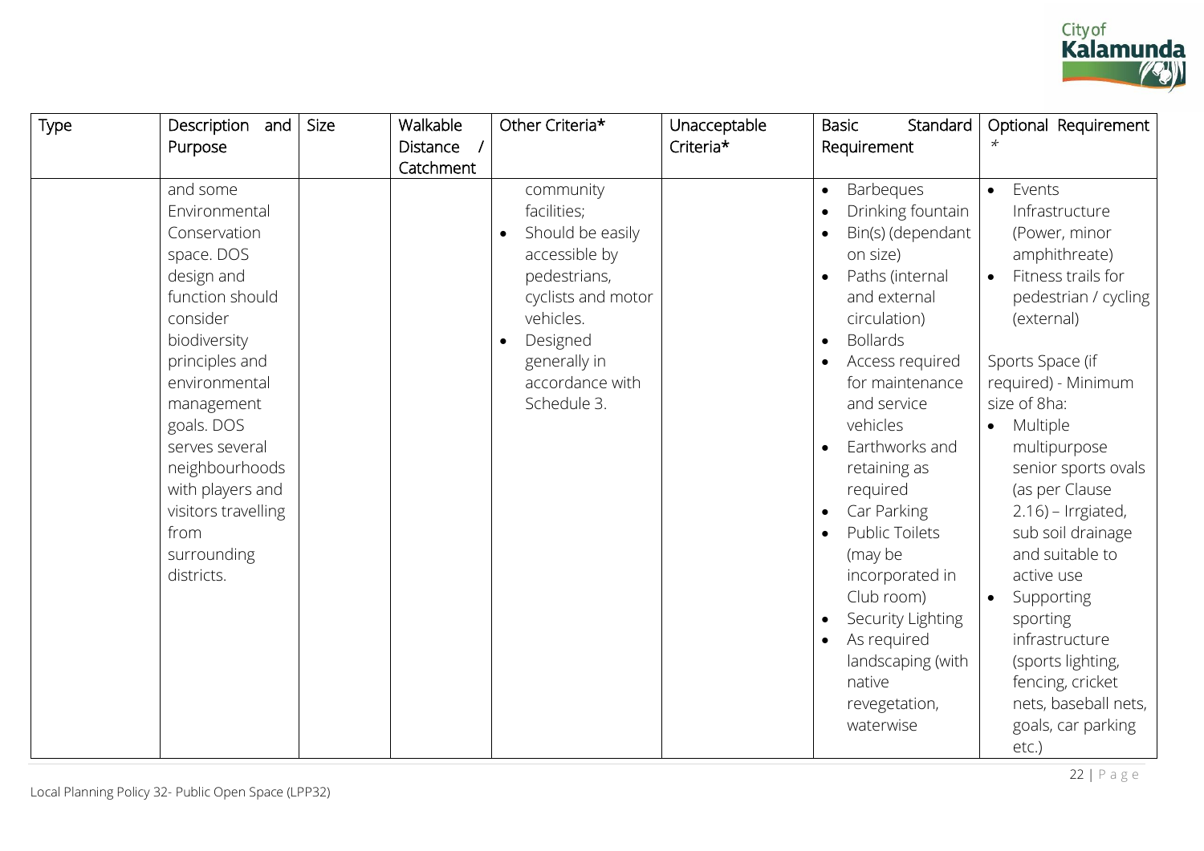| Type | Description and Purpose | Size | Walkable Distance / Catchment | Other Criteria* | Unacceptable Criteria* | Basic Standard Requirement | Optional Requirement * |
|---|---|---|---|---|---|---|---|
| | and some Environmental Conservation space. DOS design and function should consider biodiversity principles and environmental management goals. DOS serves several neighbourhoods with players and visitors travelling from surrounding districts. | | | community facilities;<br>• Should be easily accessible by pedestrians, cyclists and motor vehicles.<br>• Designed generally in accordance with Schedule 3. | | • Barbeques<br>• Drinking fountain<br>• Bin(s) (dependant on size)<br>• Paths (internal and external circulation)<br>• Bollards<br>• Access required for maintenance and service vehicles<br>• Earthworks and retaining as required<br>• Car Parking<br>• Public Toilets (may be incorporated in Club room)<br>• Security Lighting<br>• As required landscaping (with native revegetation, waterwise | • Events Infrastructure (Power, minor amphithreate)<br>• Fitness trails for pedestrian / cycling (external)<br><br>Sports Space (if required) - Minimum size of 8ha:<br>• Multiple multipurpose senior sports ovals (as per Clause 2.16) – Irrgiated, sub soil drainage and suitable to active use<br>• Supporting sporting infrastructure (sports lighting, fencing, cricket nets, baseball nets, goals, car parking etc.) |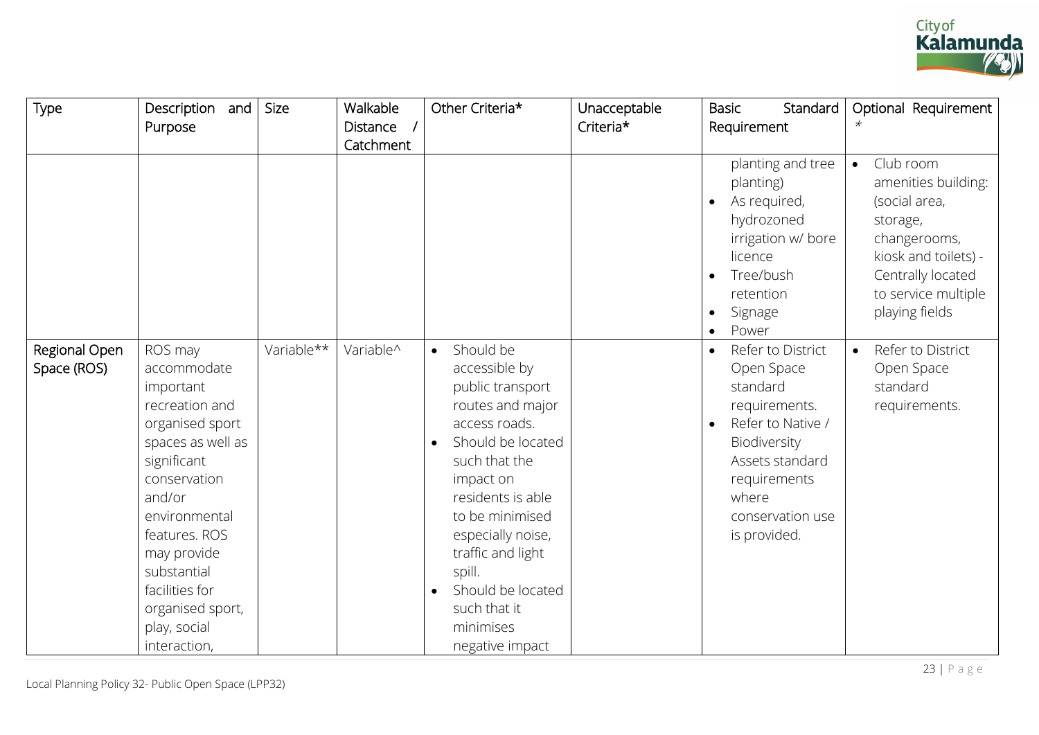| Type | Description and Purpose | Size | Walkable Distance / Catchment | Other Criteria* | Unacceptable Criteria* | Basic Standard Requirement | Optional Requirement * |
|---|---|---|---|---|---|---|---|
| | | | | | | planting and tree planting)<br>• As required, hydrozoned irrigation w/ bore licence<br>• Tree/bush retention<br>• Signage<br>• Power | • Club room amenities building: (social area, storage, changerooms, kiosk and toilets) - Centrally located to service multiple playing fields |
| Regional Open Space (ROS) | ROS may accommodate important recreation and organised sport spaces as well as significant conservation and/or environmental features. ROS may provide substantial facilities for organised sport, play, social interaction, | Variable** | Variable^ | • Should be accessible by public transport routes and major access roads.<br>• Should be located such that the impact on residents is able to be minimised especially noise, traffic and light spill.<br>• Should be located such that it minimises negative impact | | • Refer to District Open Space standard requirements.<br>• Refer to Native / Biodiversity Assets standard requirements where conservation use is provided. | • Refer to District Open Space standard requirements. |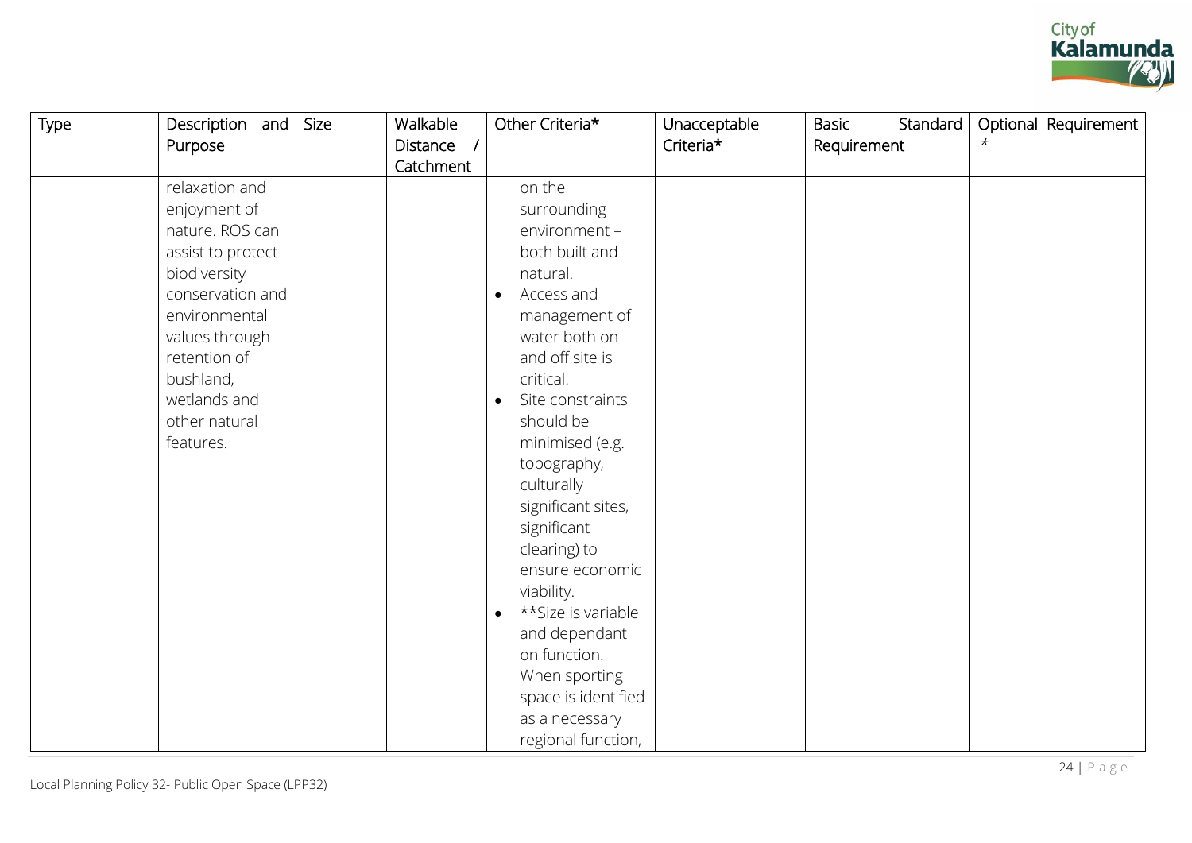| Type | Description and Purpose | Size | Walkable Distance / Catchment | Other Criteria* | Unacceptable Criteria* | Basic Standard Requirement | Optional Requirement * |
|---|---|---|---|---|---|---|---|
| | relaxation and enjoyment of nature. ROS can assist to protect biodiversity conservation and environmental values through retention of bushland, wetlands and other natural features. | | | on the surrounding environment – both built and natural.<br>• Access and management of water both on and off site is critical.<br>• Site constraints should be minimised (e.g. topography, culturally significant sites, significant clearing) to ensure economic viability.<br>• **Size is variable and dependant on function. When sporting space is identified as a necessary regional function, | | | |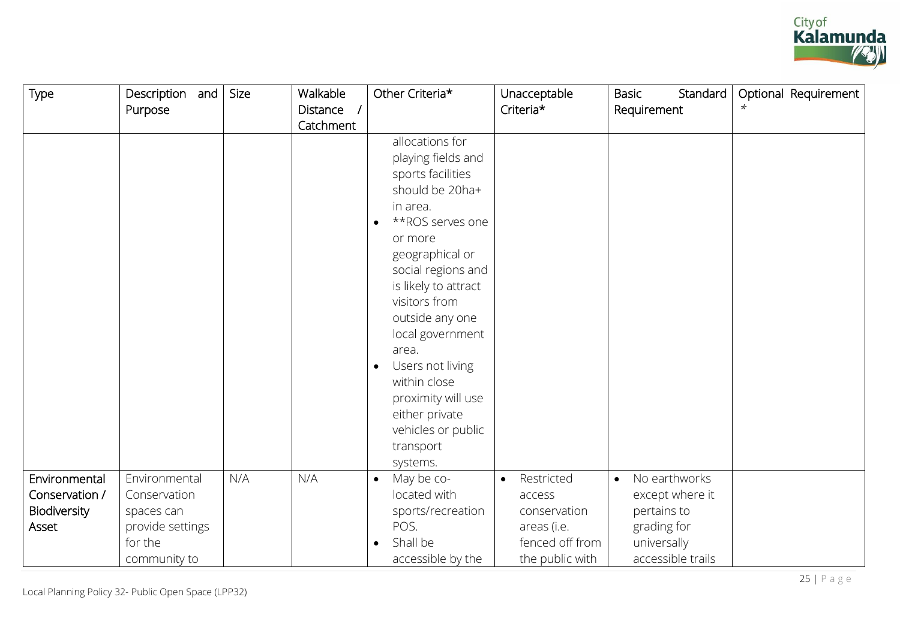| Type | Description and Purpose | Size | Walkable Distance / Catchment | Other Criteria* | Unacceptable Criteria* | Basic Standard Requirement | Optional Requirement * |
|---|---|---|---|---|---|---|---|
| | | | | allocations for playing fields and sports facilities should be 20ha+ in area.<br>• **ROS serves one or more geographical or social regions and is likely to attract visitors from outside any one local government area.<br>• Users not living within close proximity will use either private vehicles or public transport systems. | | | |
| **Environmental Conservation / Biodiversity Asset** | Environmental Conservation spaces can provide settings for the community to | N/A | N/A | • May be co-located with sports/recreation POS.<br>• Shall be accessible by the | • Restricted access conservation areas (i.e. fenced off from the public with | • No earthworks except where it pertains to grading for universally accessible trails | |

Local Planning Policy 32- Public Open Space (LPP32)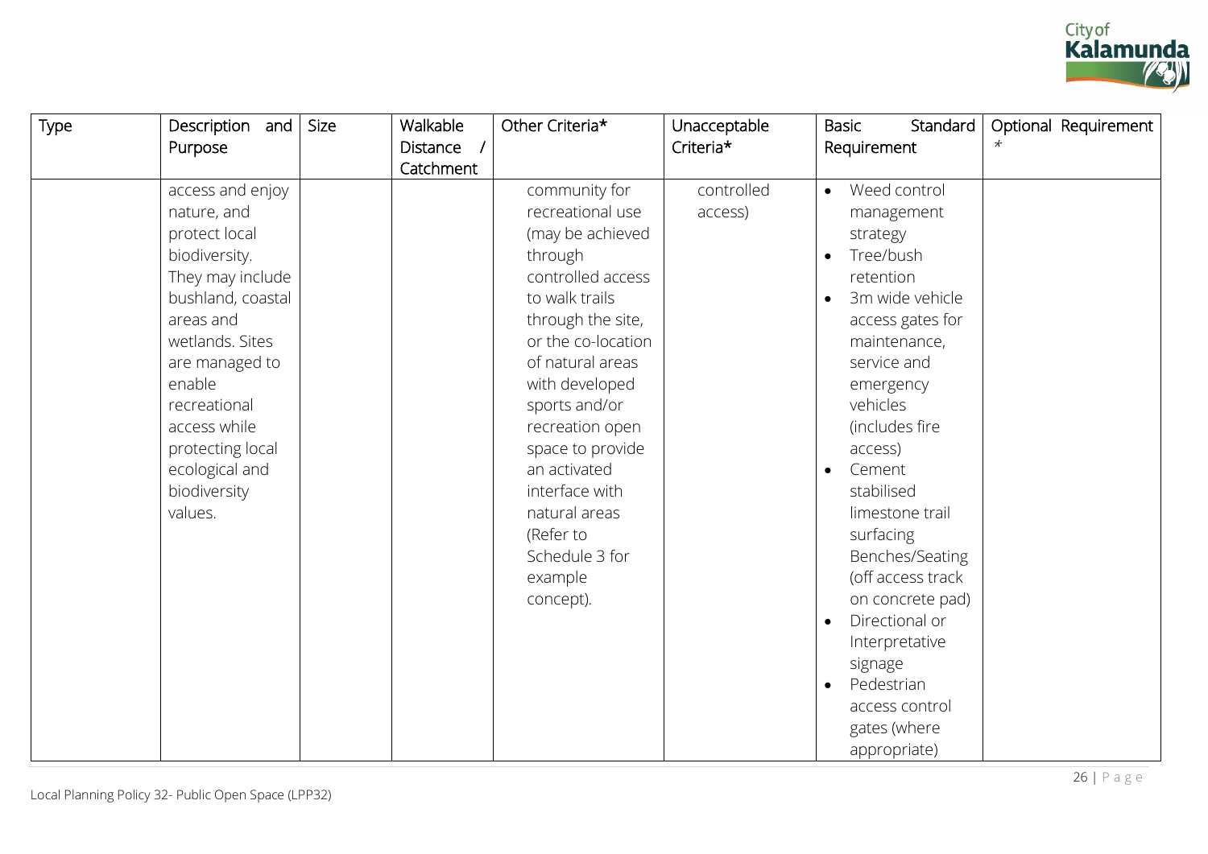| Type | Description and Purpose | Size | Walkable Distance / Catchment | Other Criteria* | Unacceptable Criteria* | Basic Standard Requirement | Optional Requirement * |
|---|---|---|---|---|---|---|---|
| | access and enjoy nature, and protect local biodiversity. They may include bushland, coastal areas and wetlands. Sites are managed to enable recreational access while protecting local ecological and biodiversity values. | | | community for recreational use (may be achieved through controlled access to walk trails through the site, or the co-location of natural areas with developed sports and/or recreation open space to provide an activated interface with natural areas (Refer to Schedule 3 for example concept). | controlled access) | • Weed control management strategy<br>• Tree/bush retention<br>• 3m wide vehicle access gates for maintenance, service and emergency vehicles (includes fire access)<br>• Cement stabilised limestone trail surfacing Benches/Seating (off access track on concrete pad)<br>• Directional or Interpretative signage<br>• Pedestrian access control gates (where appropriate) | |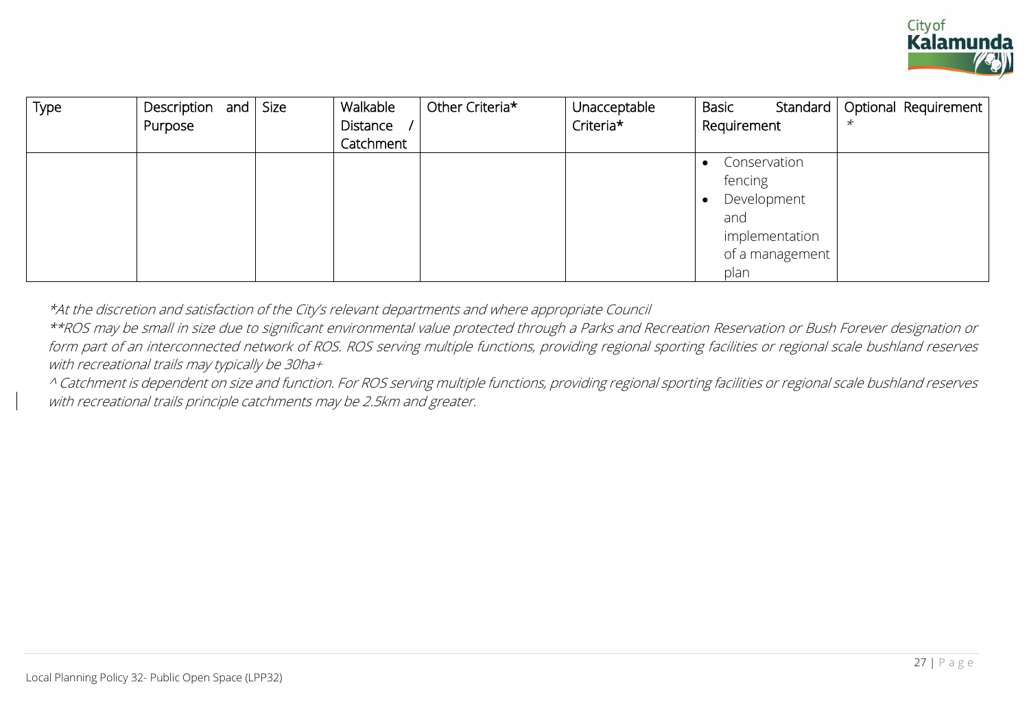| Type | Description and Purpose | Size | Walkable Distance / Catchment | Other Criteria* | Unacceptable Criteria* | Basic Standard Requirement | Optional Requirement * |
|---|---|---|---|---|---|---|---|
| | | | | | | • Conservation fencing<br>• Development and implementation of a management plan | |

*\*At the discretion and satisfaction of the City's relevant departments and where appropriate Council*

*\*\*ROS may be small in size due to significant environmental value protected through a Parks and Recreation Reservation or Bush Forever designation or form part of an interconnected network of ROS. ROS serving multiple functions, providing regional sporting facilities or regional scale bushland reserves with recreational trails may typically be 30ha+*

*^ Catchment is dependent on size and function. For ROS serving multiple functions, providing regional sporting facilities or regional scale bushland reserves with recreational trails principle catchments may be 2.5km and greater.*